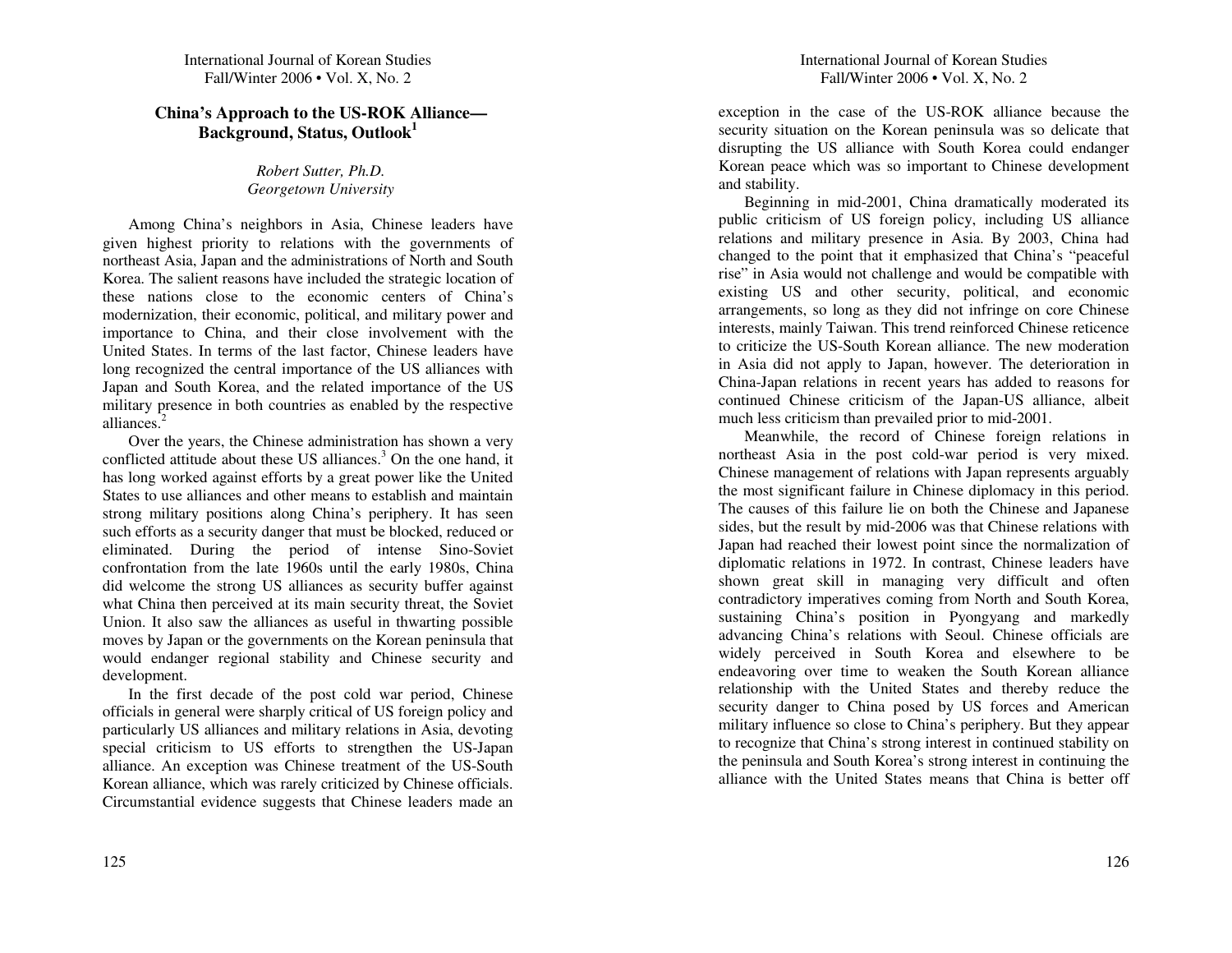# China's Approach to the US-ROK Alliance—Background, Status, Outlook[1]

*Robert Sutter, Ph.D.*
*Georgetown University*

Among China's neighbors in Asia, Chinese leaders have given highest priority to relations with the governments of northeast Asia, Japan and the administrations of North and South Korea. The salient reasons have included the strategic location of these nations close to the economic centers of China's modernization, their economic, political, and military power and importance to China, and their close involvement with the United States. In terms of the last factor, Chinese leaders have long recognized the central importance of the US alliances with Japan and South Korea, and the related importance of the US military presence in both countries as enabled by the respective alliances.[2]

Over the years, the Chinese administration has shown a very conflicted attitude about these US alliances.[3] On the one hand, it has long worked against efforts by a great power like the United States to use alliances and other means to establish and maintain strong military positions along China's periphery. It has seen such efforts as a security danger that must be blocked, reduced or eliminated. During the period of intense Sino-Soviet confrontation from the late 1960s until the early 1980s, China did welcome the strong US alliances as security buffer against what China then perceived at its main security threat, the Soviet Union. It also saw the alliances as useful in thwarting possible moves by Japan or the governments on the Korean peninsula that would endanger regional stability and Chinese security and development.

In the first decade of the post cold war period, Chinese officials in general were sharply critical of US foreign policy and particularly US alliances and military relations in Asia, devoting special criticism to US efforts to strengthen the US-Japan alliance. An exception was Chinese treatment of the US-South Korean alliance, which was rarely criticized by Chinese officials. Circumstantial evidence suggests that Chinese leaders made an exception in the case of the US-ROK alliance because the security situation on the Korean peninsula was so delicate that disrupting the US alliance with South Korea could endanger Korean peace which was so important to Chinese development and stability.

Beginning in mid-2001, China dramatically moderated its public criticism of US foreign policy, including US alliance relations and military presence in Asia. By 2003, China had changed to the point that it emphasized that China's "peaceful rise" in Asia would not challenge and would be compatible with existing US and other security, political, and economic arrangements, so long as they did not infringe on core Chinese interests, mainly Taiwan. This trend reinforced Chinese reticence to criticize the US-South Korean alliance. The new moderation in Asia did not apply to Japan, however. The deterioration in China-Japan relations in recent years has added to reasons for continued Chinese criticism of the Japan-US alliance, albeit much less criticism than prevailed prior to mid-2001.

Meanwhile, the record of Chinese foreign relations in northeast Asia in the post cold-war period is very mixed. Chinese management of relations with Japan represents arguably the most significant failure in Chinese diplomacy in this period. The causes of this failure lie on both the Chinese and Japanese sides, but the result by mid-2006 was that Chinese relations with Japan had reached their lowest point since the normalization of diplomatic relations in 1972. In contrast, Chinese leaders have shown great skill in managing very difficult and often contradictory imperatives coming from North and South Korea, sustaining China's position in Pyongyang and markedly advancing China's relations with Seoul. Chinese officials are widely perceived in South Korea and elsewhere to be endeavoring over time to weaken the South Korean alliance relationship with the United States and thereby reduce the security danger to China posed by US forces and American military influence so close to China's periphery. But they appear to recognize that China's strong interest in continued stability on the peninsula and South Korea's strong interest in continuing the alliance with the United States means that China is better off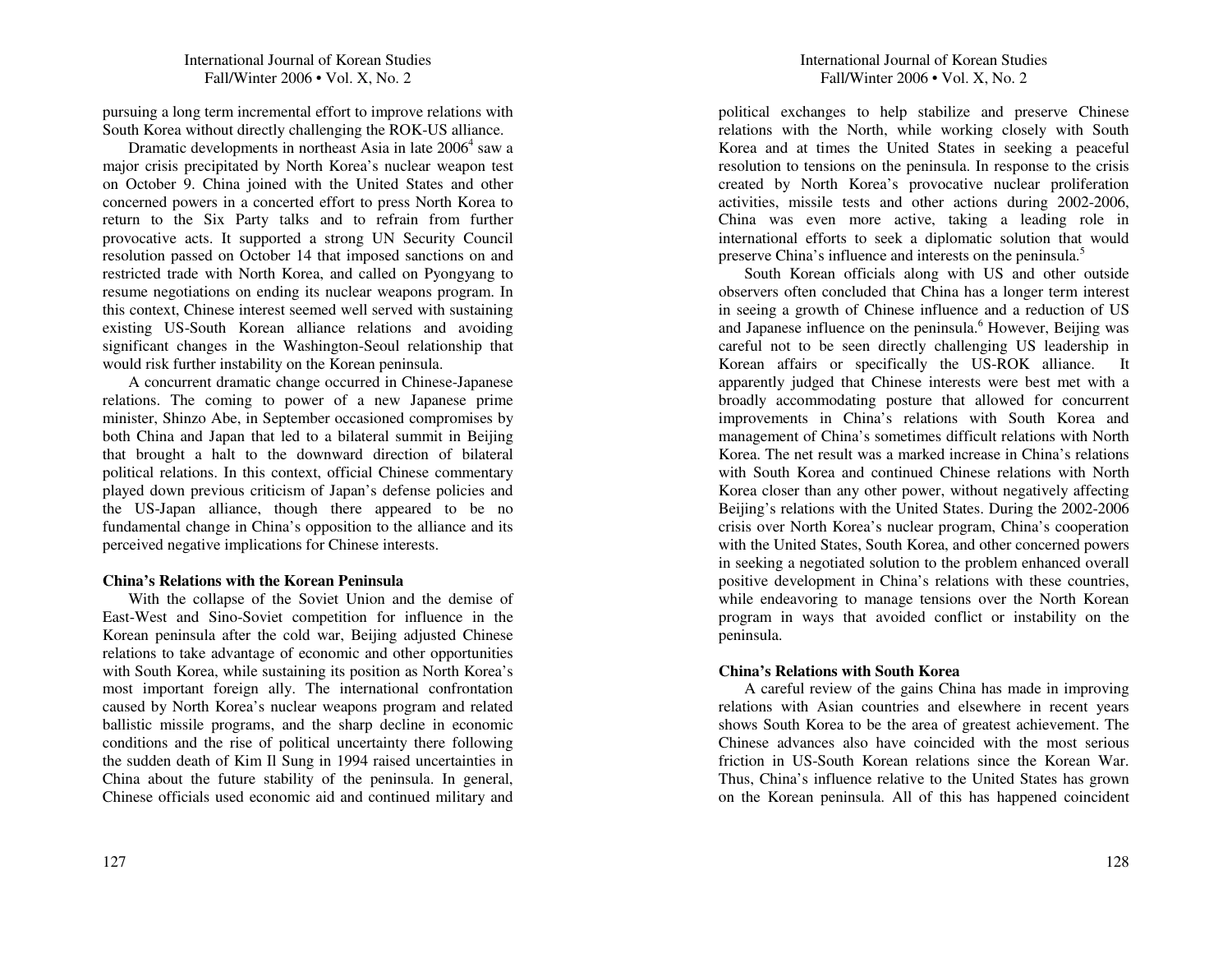pursuing a long term incremental effort to improve relations with South Korea without directly challenging the ROK-US alliance.

Dramatic developments in northeast Asia in late 2006[4] saw a major crisis precipitated by North Korea's nuclear weapon test on October 9. China joined with the United States and other concerned powers in a concerted effort to press North Korea to return to the Six Party talks and to refrain from further provocative acts. It supported a strong UN Security Council resolution passed on October 14 that imposed sanctions on and restricted trade with North Korea, and called on Pyongyang to resume negotiations on ending its nuclear weapons program. In this context, Chinese interest seemed well served with sustaining existing US-South Korean alliance relations and avoiding significant changes in the Washington-Seoul relationship that would risk further instability on the Korean peninsula.

A concurrent dramatic change occurred in Chinese-Japanese relations. The coming to power of a new Japanese prime minister, Shinzo Abe, in September occasioned compromises by both China and Japan that led to a bilateral summit in Beijing that brought a halt to the downward direction of bilateral political relations. In this context, official Chinese commentary played down previous criticism of Japan's defense policies and the US-Japan alliance, though there appeared to be no fundamental change in China's opposition to the alliance and its perceived negative implications for Chinese interests.

**China's Relations with the Korean Peninsula**

With the collapse of the Soviet Union and the demise of East-West and Sino-Soviet competition for influence in the Korean peninsula after the cold war, Beijing adjusted Chinese relations to take advantage of economic and other opportunities with South Korea, while sustaining its position as North Korea's most important foreign ally. The international confrontation caused by North Korea's nuclear weapons program and related ballistic missile programs, and the sharp decline in economic conditions and the rise of political uncertainty there following the sudden death of Kim Il Sung in 1994 raised uncertainties in China about the future stability of the peninsula. In general, Chinese officials used economic aid and continued military and political exchanges to help stabilize and preserve Chinese relations with the North, while working closely with South Korea and at times the United States in seeking a peaceful resolution to tensions on the peninsula. In response to the crisis created by North Korea's provocative nuclear proliferation activities, missile tests and other actions during 2002-2006, China was even more active, taking a leading role in international efforts to seek a diplomatic solution that would preserve China's influence and interests on the peninsula.[5]

South Korean officials along with US and other outside observers often concluded that China has a longer term interest in seeing a growth of Chinese influence and a reduction of US and Japanese influence on the peninsula.[6] However, Beijing was careful not to be seen directly challenging US leadership in Korean affairs or specifically the US-ROK alliance. It apparently judged that Chinese interests were best met with a broadly accommodating posture that allowed for concurrent improvements in China's relations with South Korea and management of China's sometimes difficult relations with North Korea. The net result was a marked increase in China's relations with South Korea and continued Chinese relations with North Korea closer than any other power, without negatively affecting Beijing's relations with the United States. During the 2002-2006 crisis over North Korea's nuclear program, China's cooperation with the United States, South Korea, and other concerned powers in seeking a negotiated solution to the problem enhanced overall positive development in China's relations with these countries, while endeavoring to manage tensions over the North Korean program in ways that avoided conflict or instability on the peninsula.

**China's Relations with South Korea**

A careful review of the gains China has made in improving relations with Asian countries and elsewhere in recent years shows South Korea to be the area of greatest achievement. The Chinese advances also have coincided with the most serious friction in US-South Korean relations since the Korean War. Thus, China's influence relative to the United States has grown on the Korean peninsula. All of this has happened coincident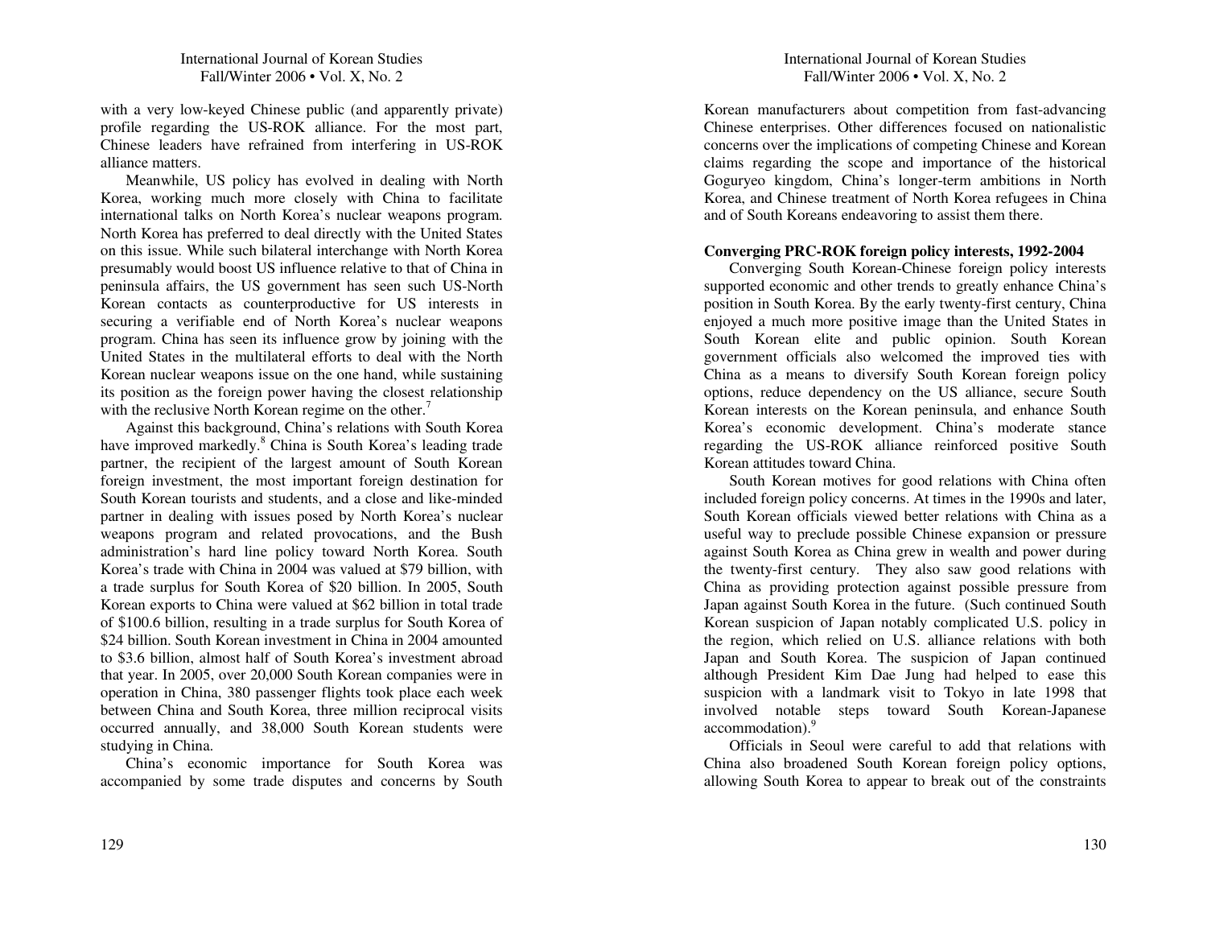with a very low-keyed Chinese public (and apparently private) profile regarding the US-ROK alliance. For the most part, Chinese leaders have refrained from interfering in US-ROK alliance matters.

Meanwhile, US policy has evolved in dealing with North Korea, working much more closely with China to facilitate international talks on North Korea's nuclear weapons program. North Korea has preferred to deal directly with the United States on this issue. While such bilateral interchange with North Korea presumably would boost US influence relative to that of China in peninsula affairs, the US government has seen such US-North Korean contacts as counterproductive for US interests in securing a verifiable end of North Korea's nuclear weapons program. China has seen its influence grow by joining with the United States in the multilateral efforts to deal with the North Korean nuclear weapons issue on the one hand, while sustaining its position as the foreign power having the closest relationship with the reclusive North Korean regime on the other.[7]

Against this background, China's relations with South Korea have improved markedly.[8] China is South Korea's leading trade partner, the recipient of the largest amount of South Korean foreign investment, the most important foreign destination for South Korean tourists and students, and a close and like-minded partner in dealing with issues posed by North Korea's nuclear weapons program and related provocations, and the Bush administration's hard line policy toward North Korea. South Korea's trade with China in 2004 was valued at \$79 billion, with a trade surplus for South Korea of \$20 billion. In 2005, South Korean exports to China were valued at \$62 billion in total trade of \$100.6 billion, resulting in a trade surplus for South Korea of \$24 billion. South Korean investment in China in 2004 amounted to \$3.6 billion, almost half of South Korea's investment abroad that year. In 2005, over 20,000 South Korean companies were in operation in China, 380 passenger flights took place each week between China and South Korea, three million reciprocal visits occurred annually, and 38,000 South Korean students were studying in China.

China's economic importance for South Korea was accompanied by some trade disputes and concerns by South Korean manufacturers about competition from fast-advancing Chinese enterprises. Other differences focused on nationalistic concerns over the implications of competing Chinese and Korean claims regarding the scope and importance of the historical Goguryeo kingdom, China's longer-term ambitions in North Korea, and Chinese treatment of North Korea refugees in China and of South Koreans endeavoring to assist them there.

**Converging PRC-ROK foreign policy interests, 1992-2004**

Converging South Korean-Chinese foreign policy interests supported economic and other trends to greatly enhance China's position in South Korea. By the early twenty-first century, China enjoyed a much more positive image than the United States in South Korean elite and public opinion. South Korean government officials also welcomed the improved ties with China as a means to diversify South Korean foreign policy options, reduce dependency on the US alliance, secure South Korean interests on the Korean peninsula, and enhance South Korea's economic development. China's moderate stance regarding the US-ROK alliance reinforced positive South Korean attitudes toward China.

South Korean motives for good relations with China often included foreign policy concerns. At times in the 1990s and later, South Korean officials viewed better relations with China as a useful way to preclude possible Chinese expansion or pressure against South Korea as China grew in wealth and power during the twenty-first century. They also saw good relations with China as providing protection against possible pressure from Japan against South Korea in the future. (Such continued South Korean suspicion of Japan notably complicated U.S. policy in the region, which relied on U.S. alliance relations with both Japan and South Korea. The suspicion of Japan continued although President Kim Dae Jung had helped to ease this suspicion with a landmark visit to Tokyo in late 1998 that involved notable steps toward South Korean-Japanese accommodation).[9]

Officials in Seoul were careful to add that relations with China also broadened South Korean foreign policy options, allowing South Korea to appear to break out of the constraints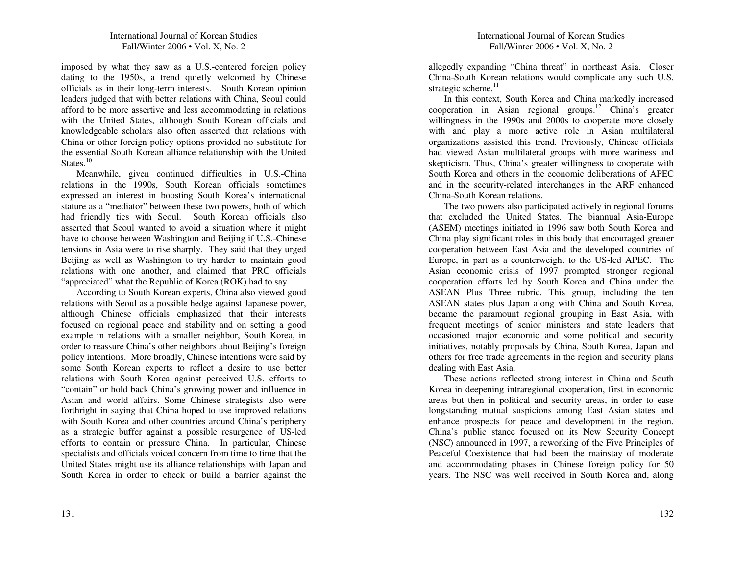imposed by what they saw as a U.S.-centered foreign policy dating to the 1950s, a trend quietly welcomed by Chinese officials as in their long-term interests. South Korean opinion leaders judged that with better relations with China, Seoul could afford to be more assertive and less accommodating in relations with the United States, although South Korean officials and knowledgeable scholars also often asserted that relations with China or other foreign policy options provided no substitute for the essential South Korean alliance relationship with the United States.[10]

Meanwhile, given continued difficulties in U.S.-China relations in the 1990s, South Korean officials sometimes expressed an interest in boosting South Korea's international stature as a "mediator" between these two powers, both of which had friendly ties with Seoul. South Korean officials also asserted that Seoul wanted to avoid a situation where it might have to choose between Washington and Beijing if U.S.-Chinese tensions in Asia were to rise sharply. They said that they urged Beijing as well as Washington to try harder to maintain good relations with one another, and claimed that PRC officials "appreciated" what the Republic of Korea (ROK) had to say.

According to South Korean experts, China also viewed good relations with Seoul as a possible hedge against Japanese power, although Chinese officials emphasized that their interests focused on regional peace and stability and on setting a good example in relations with a smaller neighbor, South Korea, in order to reassure China's other neighbors about Beijing's foreign policy intentions. More broadly, Chinese intentions were said by some South Korean experts to reflect a desire to use better relations with South Korea against perceived U.S. efforts to "contain" or hold back China's growing power and influence in Asian and world affairs. Some Chinese strategists also were forthright in saying that China hoped to use improved relations with South Korea and other countries around China's periphery as a strategic buffer against a possible resurgence of US-led efforts to contain or pressure China. In particular, Chinese specialists and officials voiced concern from time to time that the United States might use its alliance relationships with Japan and South Korea in order to check or build a barrier against the allegedly expanding "China threat" in northeast Asia. Closer China-South Korean relations would complicate any such U.S. strategic scheme.[11]

In this context, South Korea and China markedly increased cooperation in Asian regional groups.[12] China's greater willingness in the 1990s and 2000s to cooperate more closely with and play a more active role in Asian multilateral organizations assisted this trend. Previously, Chinese officials had viewed Asian multilateral groups with more wariness and skepticism. Thus, China's greater willingness to cooperate with South Korea and others in the economic deliberations of APEC and in the security-related interchanges in the ARF enhanced China-South Korean relations.

The two powers also participated actively in regional forums that excluded the United States. The biannual Asia-Europe (ASEM) meetings initiated in 1996 saw both South Korea and China play significant roles in this body that encouraged greater cooperation between East Asia and the developed countries of Europe, in part as a counterweight to the US-led APEC. The Asian economic crisis of 1997 prompted stronger regional cooperation efforts led by South Korea and China under the ASEAN Plus Three rubric. This group, including the ten ASEAN states plus Japan along with China and South Korea, became the paramount regional grouping in East Asia, with frequent meetings of senior ministers and state leaders that occasioned major economic and some political and security initiatives, notably proposals by China, South Korea, Japan and others for free trade agreements in the region and security plans dealing with East Asia.

These actions reflected strong interest in China and South Korea in deepening intraregional cooperation, first in economic areas but then in political and security areas, in order to ease longstanding mutual suspicions among East Asian states and enhance prospects for peace and development in the region. China's public stance focused on its New Security Concept (NSC) announced in 1997, a reworking of the Five Principles of Peaceful Coexistence that had been the mainstay of moderate and accommodating phases in Chinese foreign policy for 50 years. The NSC was well received in South Korea and, along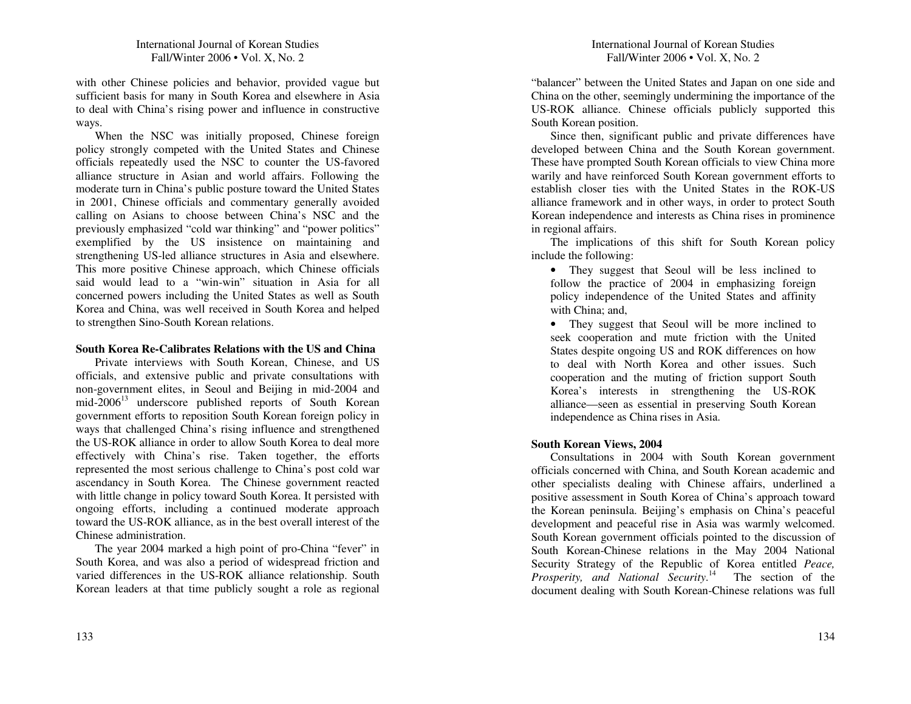with other Chinese policies and behavior, provided vague but sufficient basis for many in South Korea and elsewhere in Asia to deal with China's rising power and influence in constructive ways.

When the NSC was initially proposed, Chinese foreign policy strongly competed with the United States and Chinese officials repeatedly used the NSC to counter the US-favored alliance structure in Asian and world affairs. Following the moderate turn in China's public posture toward the United States in 2001, Chinese officials and commentary generally avoided calling on Asians to choose between China's NSC and the previously emphasized "cold war thinking" and "power politics" exemplified by the US insistence on maintaining and strengthening US-led alliance structures in Asia and elsewhere. This more positive Chinese approach, which Chinese officials said would lead to a "win-win" situation in Asia for all concerned powers including the United States as well as South Korea and China, was well received in South Korea and helped to strengthen Sino-South Korean relations.

### South Korea Re-Calibrates Relations with the US and China

Private interviews with South Korean, Chinese, and US officials, and extensive public and private consultations with non-government elites, in Seoul and Beijing in mid-2004 and mid-2006[13] underscore published reports of South Korean government efforts to reposition South Korean foreign policy in ways that challenged China's rising influence and strengthened the US-ROK alliance in order to allow South Korea to deal more effectively with China's rise. Taken together, the efforts represented the most serious challenge to China's post cold war ascendancy in South Korea. The Chinese government reacted with little change in policy toward South Korea. It persisted with ongoing efforts, including a continued moderate approach toward the US-ROK alliance, as in the best overall interest of the Chinese administration.

The year 2004 marked a high point of pro-China "fever" in South Korea, and was also a period of widespread friction and varied differences in the US-ROK alliance relationship. South Korean leaders at that time publicly sought a role as regional "balancer" between the United States and Japan on one side and China on the other, seemingly undermining the importance of the US-ROK alliance. Chinese officials publicly supported this South Korean position.

Since then, significant public and private differences have developed between China and the South Korean government. These have prompted South Korean officials to view China more warily and have reinforced South Korean government efforts to establish closer ties with the United States in the ROK-US alliance framework and in other ways, in order to protect South Korean independence and interests as China rises in prominence in regional affairs.

The implications of this shift for South Korean policy include the following:

- They suggest that Seoul will be less inclined to follow the practice of 2004 in emphasizing foreign policy independence of the United States and affinity with China; and,
- They suggest that Seoul will be more inclined to seek cooperation and mute friction with the United States despite ongoing US and ROK differences on how to deal with North Korea and other issues. Such cooperation and the muting of friction support South Korea's interests in strengthening the US-ROK alliance—seen as essential in preserving South Korean independence as China rises in Asia.

### South Korean Views, 2004

Consultations in 2004 with South Korean government officials concerned with China, and South Korean academic and other specialists dealing with Chinese affairs, underlined a positive assessment in South Korea of China's approach toward the Korean peninsula. Beijing's emphasis on China's peaceful development and peaceful rise in Asia was warmly welcomed. South Korean government officials pointed to the discussion of South Korean-Chinese relations in the May 2004 National Security Strategy of the Republic of Korea entitled *Peace, Prosperity, and National Security*.[14] The section of the document dealing with South Korean-Chinese relations was full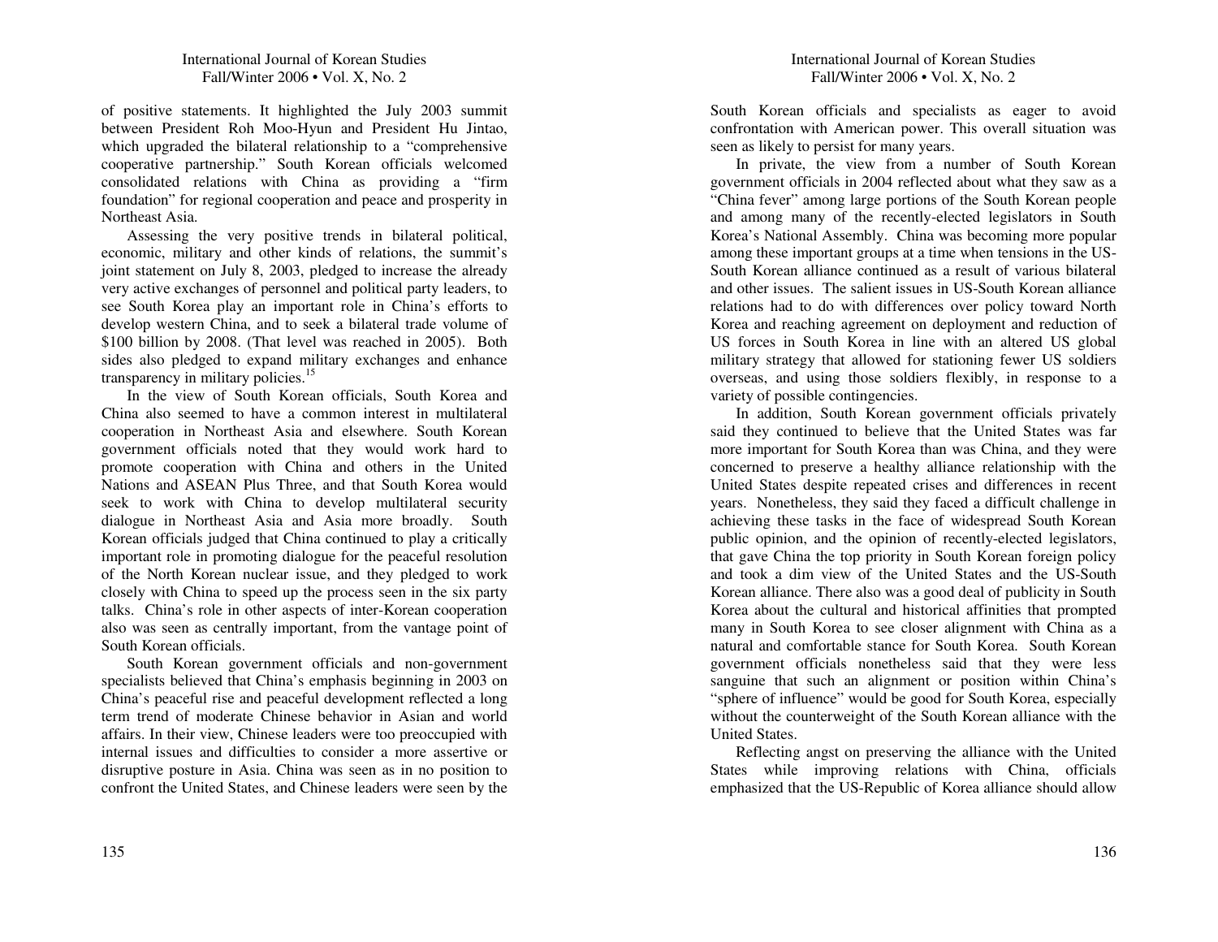of positive statements. It highlighted the July 2003 summit between President Roh Moo-Hyun and President Hu Jintao, which upgraded the bilateral relationship to a "comprehensive cooperative partnership." South Korean officials welcomed consolidated relations with China as providing a "firm foundation" for regional cooperation and peace and prosperity in Northeast Asia.

Assessing the very positive trends in bilateral political, economic, military and other kinds of relations, the summit's joint statement on July 8, 2003, pledged to increase the already very active exchanges of personnel and political party leaders, to see South Korea play an important role in China's efforts to develop western China, and to seek a bilateral trade volume of $100 billion by 2008. (That level was reached in 2005). Both sides also pledged to expand military exchanges and enhance transparency in military policies.[15]

In the view of South Korean officials, South Korea and China also seemed to have a common interest in multilateral cooperation in Northeast Asia and elsewhere. South Korean government officials noted that they would work hard to promote cooperation with China and others in the United Nations and ASEAN Plus Three, and that South Korea would seek to work with China to develop multilateral security dialogue in Northeast Asia and Asia more broadly. South Korean officials judged that China continued to play a critically important role in promoting dialogue for the peaceful resolution of the North Korean nuclear issue, and they pledged to work closely with China to speed up the process seen in the six party talks. China's role in other aspects of inter-Korean cooperation also was seen as centrally important, from the vantage point of South Korean officials.

South Korean government officials and non-government specialists believed that China's emphasis beginning in 2003 on China's peaceful rise and peaceful development reflected a long term trend of moderate Chinese behavior in Asian and world affairs. In their view, Chinese leaders were too preoccupied with internal issues and difficulties to consider a more assertive or disruptive posture in Asia. China was seen as in no position to confront the United States, and Chinese leaders were seen by the South Korean officials and specialists as eager to avoid confrontation with American power. This overall situation was seen as likely to persist for many years.

In private, the view from a number of South Korean government officials in 2004 reflected about what they saw as a "China fever" among large portions of the South Korean people and among many of the recently-elected legislators in South Korea's National Assembly. China was becoming more popular among these important groups at a time when tensions in the US-South Korean alliance continued as a result of various bilateral and other issues. The salient issues in US-South Korean alliance relations had to do with differences over policy toward North Korea and reaching agreement on deployment and reduction of US forces in South Korea in line with an altered US global military strategy that allowed for stationing fewer US soldiers overseas, and using those soldiers flexibly, in response to a variety of possible contingencies.

In addition, South Korean government officials privately said they continued to believe that the United States was far more important for South Korea than was China, and they were concerned to preserve a healthy alliance relationship with the United States despite repeated crises and differences in recent years. Nonetheless, they said they faced a difficult challenge in achieving these tasks in the face of widespread South Korean public opinion, and the opinion of recently-elected legislators, that gave China the top priority in South Korean foreign policy and took a dim view of the United States and the US-South Korean alliance. There also was a good deal of publicity in South Korea about the cultural and historical affinities that prompted many in South Korea to see closer alignment with China as a natural and comfortable stance for South Korea. South Korean government officials nonetheless said that they were less sanguine that such an alignment or position within China's "sphere of influence" would be good for South Korea, especially without the counterweight of the South Korean alliance with the United States.

Reflecting angst on preserving the alliance with the United States while improving relations with China, officials emphasized that the US-Republic of Korea alliance should allow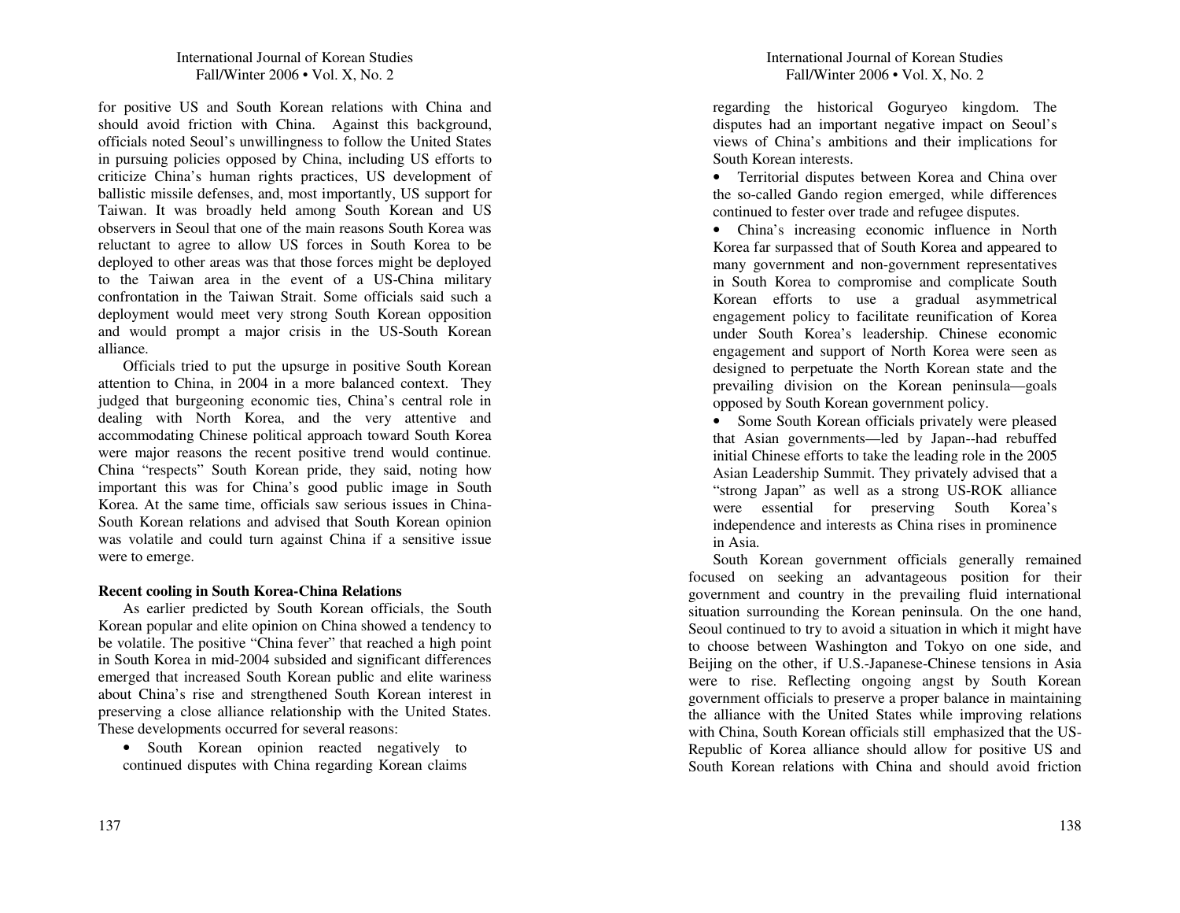for positive US and South Korean relations with China and should avoid friction with China. Against this background, officials noted Seoul's unwillingness to follow the United States in pursuing policies opposed by China, including US efforts to criticize China's human rights practices, US development of ballistic missile defenses, and, most importantly, US support for Taiwan. It was broadly held among South Korean and US observers in Seoul that one of the main reasons South Korea was reluctant to agree to allow US forces in South Korea to be deployed to other areas was that those forces might be deployed to the Taiwan area in the event of a US-China military confrontation in the Taiwan Strait. Some officials said such a deployment would meet very strong South Korean opposition and would prompt a major crisis in the US-South Korean alliance.

Officials tried to put the upsurge in positive South Korean attention to China, in 2004 in a more balanced context. They judged that burgeoning economic ties, China's central role in dealing with North Korea, and the very attentive and accommodating Chinese political approach toward South Korea were major reasons the recent positive trend would continue. China "respects" South Korean pride, they said, noting how important this was for China's good public image in South Korea. At the same time, officials saw serious issues in China-South Korean relations and advised that South Korean opinion was volatile and could turn against China if a sensitive issue were to emerge.

**Recent cooling in South Korea-China Relations**

As earlier predicted by South Korean officials, the South Korean popular and elite opinion on China showed a tendency to be volatile. The positive "China fever" that reached a high point in South Korea in mid-2004 subsided and significant differences emerged that increased South Korean public and elite wariness about China's rise and strengthened South Korean interest in preserving a close alliance relationship with the United States. These developments occurred for several reasons:

- South Korean opinion reacted negatively to continued disputes with China regarding Korean claims regarding the historical Goguryeo kingdom. The disputes had an important negative impact on Seoul's views of China's ambitions and their implications for South Korean interests.
- Territorial disputes between Korea and China over the so-called Gando region emerged, while differences continued to fester over trade and refugee disputes.
- China's increasing economic influence in North Korea far surpassed that of South Korea and appeared to many government and non-government representatives in South Korea to compromise and complicate South Korean efforts to use a gradual asymmetrical engagement policy to facilitate reunification of Korea under South Korea's leadership. Chinese economic engagement and support of North Korea were seen as designed to perpetuate the North Korean state and the prevailing division on the Korean peninsula—goals opposed by South Korean government policy.
- Some South Korean officials privately were pleased that Asian governments—led by Japan--had rebuffed initial Chinese efforts to take the leading role in the 2005 Asian Leadership Summit. They privately advised that a "strong Japan" as well as a strong US-ROK alliance were essential for preserving South Korea's independence and interests as China rises in prominence in Asia.

South Korean government officials generally remained focused on seeking an advantageous position for their government and country in the prevailing fluid international situation surrounding the Korean peninsula. On the one hand, Seoul continued to try to avoid a situation in which it might have to choose between Washington and Tokyo on one side, and Beijing on the other, if U.S.-Japanese-Chinese tensions in Asia were to rise. Reflecting ongoing angst by South Korean government officials to preserve a proper balance in maintaining the alliance with the United States while improving relations with China, South Korean officials still emphasized that the US-Republic of Korea alliance should allow for positive US and South Korean relations with China and should avoid friction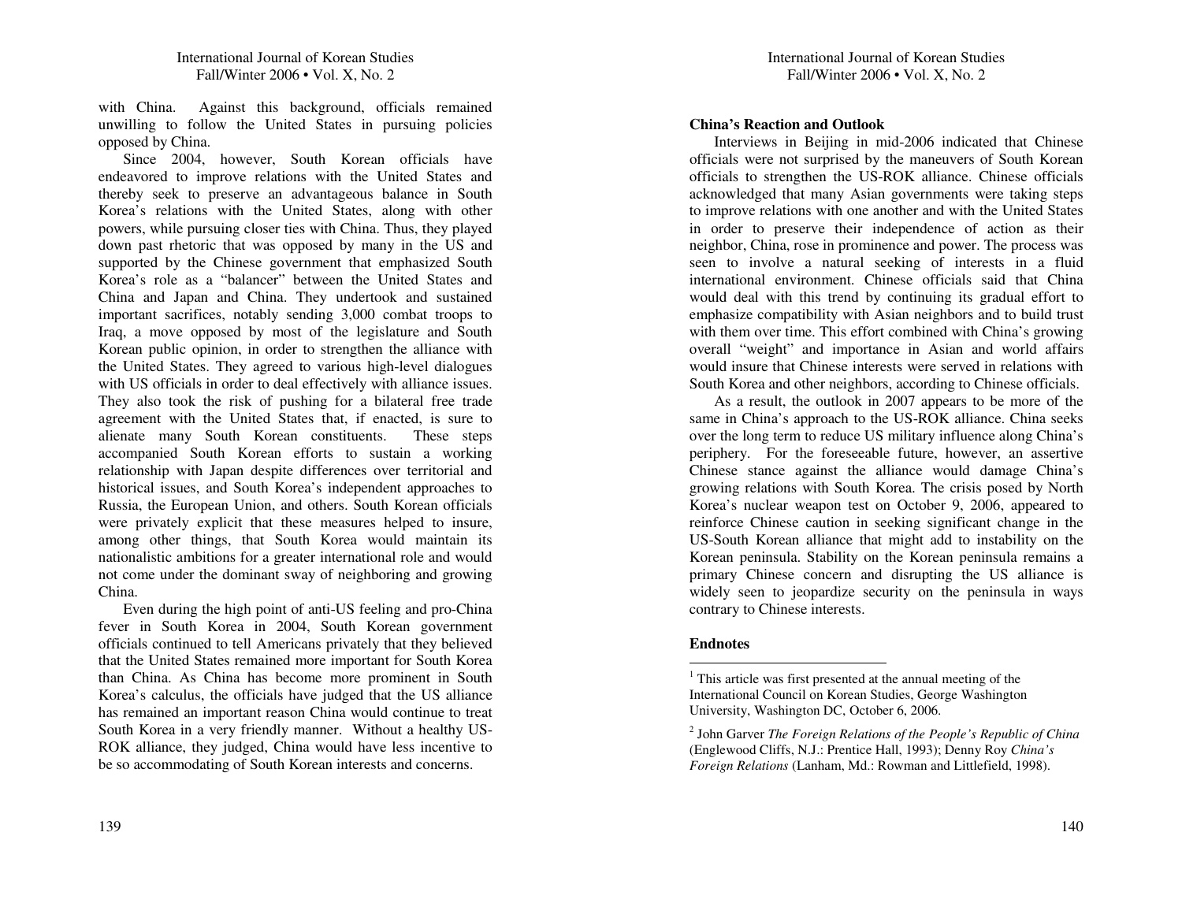with China. Against this background, officials remained unwilling to follow the United States in pursuing policies opposed by China.

Since 2004, however, South Korean officials have endeavored to improve relations with the United States and thereby seek to preserve an advantageous balance in South Korea's relations with the United States, along with other powers, while pursuing closer ties with China. Thus, they played down past rhetoric that was opposed by many in the US and supported by the Chinese government that emphasized South Korea's role as a "balancer" between the United States and China and Japan and China. They undertook and sustained important sacrifices, notably sending 3,000 combat troops to Iraq, a move opposed by most of the legislature and South Korean public opinion, in order to strengthen the alliance with the United States. They agreed to various high-level dialogues with US officials in order to deal effectively with alliance issues. They also took the risk of pushing for a bilateral free trade agreement with the United States that, if enacted, is sure to alienate many South Korean constituents. These steps accompanied South Korean efforts to sustain a working relationship with Japan despite differences over territorial and historical issues, and South Korea's independent approaches to Russia, the European Union, and others. South Korean officials were privately explicit that these measures helped to insure, among other things, that South Korea would maintain its nationalistic ambitions for a greater international role and would not come under the dominant sway of neighboring and growing China.

Even during the high point of anti-US feeling and pro-China fever in South Korea in 2004, South Korean government officials continued to tell Americans privately that they believed that the United States remained more important for South Korea than China. As China has become more prominent in South Korea's calculus, the officials have judged that the US alliance has remained an important reason China would continue to treat South Korea in a very friendly manner. Without a healthy US-ROK alliance, they judged, China would have less incentive to be so accommodating of South Korean interests and concerns.

**China's Reaction and Outlook**

Interviews in Beijing in mid-2006 indicated that Chinese officials were not surprised by the maneuvers of South Korean officials to strengthen the US-ROK alliance. Chinese officials acknowledged that many Asian governments were taking steps to improve relations with one another and with the United States in order to preserve their independence of action as their neighbor, China, rose in prominence and power. The process was seen to involve a natural seeking of interests in a fluid international environment. Chinese officials said that China would deal with this trend by continuing its gradual effort to emphasize compatibility with Asian neighbors and to build trust with them over time. This effort combined with China's growing overall "weight" and importance in Asian and world affairs would insure that Chinese interests were served in relations with South Korea and other neighbors, according to Chinese officials.

As a result, the outlook in 2007 appears to be more of the same in China's approach to the US-ROK alliance. China seeks over the long term to reduce US military influence along China's periphery. For the foreseeable future, however, an assertive Chinese stance against the alliance would damage China's growing relations with South Korea. The crisis posed by North Korea's nuclear weapon test on October 9, 2006, appeared to reinforce Chinese caution in seeking significant change in the US-South Korean alliance that might add to instability on the Korean peninsula. Stability on the Korean peninsula remains a primary Chinese concern and disrupting the US alliance is widely seen to jeopardize security on the peninsula in ways contrary to Chinese interests.

**Endnotes**

[1] This article was first presented at the annual meeting of the International Council on Korean Studies, George Washington University, Washington DC, October 6, 2006.

[2] John Garver *The Foreign Relations of the People's Republic of China* (Englewood Cliffs, N.J.: Prentice Hall, 1993); Denny Roy *China's Foreign Relations* (Lanham, Md.: Rowman and Littlefield, 1998).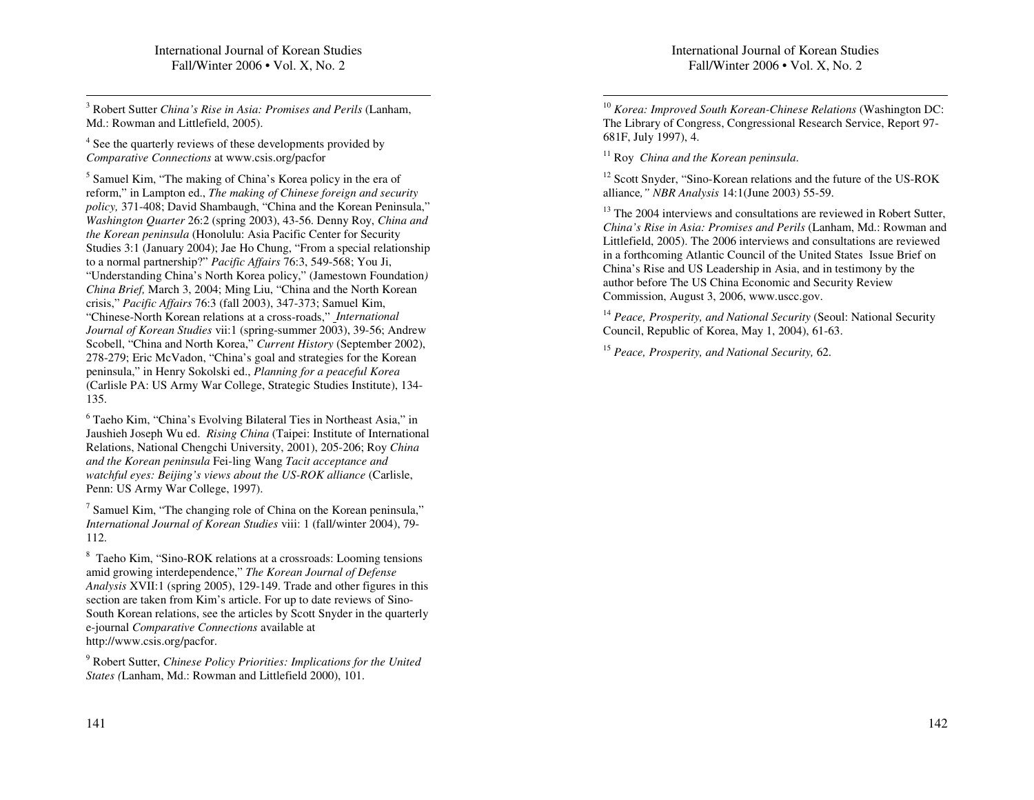[3] Robert Sutter *China's Rise in Asia: Promises and Perils* (Lanham, Md.: Rowman and Littlefield, 2005).

[4] See the quarterly reviews of these developments provided by *Comparative Connections* at www.csis.org/pacfor

[5] Samuel Kim, "The making of China's Korea policy in the era of reform," in Lampton ed., *The making of Chinese foreign and security policy,* 371-408; David Shambaugh, "China and the Korean Peninsula," *Washington Quarter* 26:2 (spring 2003), 43-56. Denny Roy, *China and the Korean peninsula* (Honolulu: Asia Pacific Center for Security Studies 3:1 (January 2004); Jae Ho Chung, "From a special relationship to a normal partnership?" *Pacific Affairs* 76:3, 549-568; You Ji, "Understanding China's North Korea policy," (Jamestown Foundation*) China Brief,* March 3, 2004; Ming Liu, "China and the North Korean crisis," *Pacific Affairs* 76:3 (fall 2003), 347-373; Samuel Kim, "Chinese-North Korean relations at a cross-roads," *International Journal of Korean Studies* vii:1 (spring-summer 2003), 39-56; Andrew Scobell, "China and North Korea," *Current History* (September 2002), 278-279; Eric McVadon, "China's goal and strategies for the Korean peninsula," in Henry Sokolski ed., *Planning for a peaceful Korea* (Carlisle PA: US Army War College, Strategic Studies Institute), 134-135.

[6] Taeho Kim, "China's Evolving Bilateral Ties in Northeast Asia," in Jaushieh Joseph Wu ed. *Rising China* (Taipei: Institute of International Relations, National Chengchi University, 2001), 205-206; Roy *China and the Korean peninsula* Fei-ling Wang *Tacit acceptance and watchful eyes: Beijing's views about the US-ROK alliance* (Carlisle, Penn: US Army War College, 1997).

[7] Samuel Kim, "The changing role of China on the Korean peninsula," *International Journal of Korean Studies* viii: 1 (fall/winter 2004), 79-112.

[8] Taeho Kim, "Sino-ROK relations at a crossroads: Looming tensions amid growing interdependence," *The Korean Journal of Defense Analysis* XVII:1 (spring 2005), 129-149. Trade and other figures in this section are taken from Kim's article. For up to date reviews of Sino-South Korean relations, see the articles by Scott Snyder in the quarterly e-journal *Comparative Connections* available at http://www.csis.org/pacfor.

[9] Robert Sutter, *Chinese Policy Priorities: Implications for the United States (*Lanham, Md.: Rowman and Littlefield 2000), 101.

[10] *Korea: Improved South Korean-Chinese Relations* (Washington DC: The Library of Congress, Congressional Research Service, Report 97-681F, July 1997), 4.

[11] Roy *China and the Korean peninsula*.

[12] Scott Snyder, "Sino-Korean relations and the future of the US-ROK alliance*," NBR Analysis* 14:1(June 2003) 55-59.

[13] The 2004 interviews and consultations are reviewed in Robert Sutter, *China's Rise in Asia: Promises and Perils* (Lanham, Md.: Rowman and Littlefield, 2005). The 2006 interviews and consultations are reviewed in a forthcoming Atlantic Council of the United States Issue Brief on China's Rise and US Leadership in Asia, and in testimony by the author before The US China Economic and Security Review Commission, August 3, 2006, www.uscc.gov.

[14] *Peace, Prosperity, and National Security* (Seoul: National Security Council, Republic of Korea, May 1, 2004), 61-63.

[15] *Peace, Prosperity, and National Security,* 62.